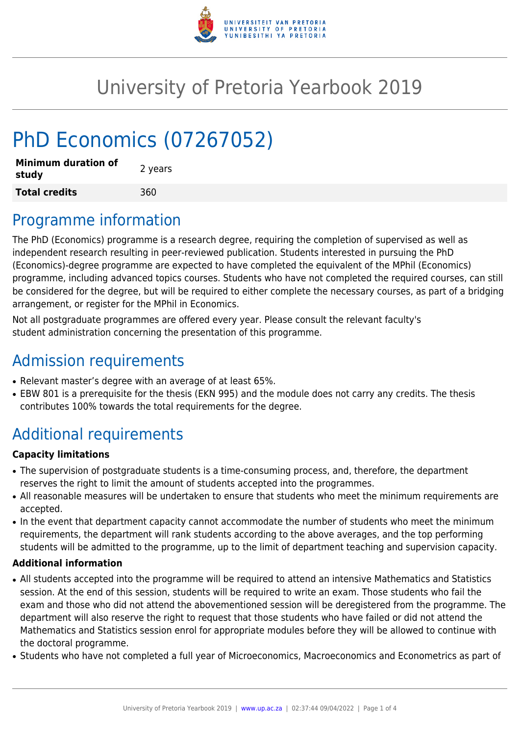# University of Pretoria Yearbook 2019

# PhD Economics (07267052)

| **Minimum duration of study** | 2 years |
|---|---|
| **Total credits** | 360 |

## Programme information

The PhD (Economics) programme is a research degree, requiring the completion of supervised as well as independent research resulting in peer-reviewed publication. Students interested in pursuing the PhD (Economics)-degree programme are expected to have completed the equivalent of the MPhil (Economics) programme, including advanced topics courses. Students who have not completed the required courses, can still be considered for the degree, but will be required to either complete the necessary courses, as part of a bridging arrangement, or register for the MPhil in Economics.

Not all postgraduate programmes are offered every year. Please consult the relevant faculty's student administration concerning the presentation of this programme.

## Admission requirements

- Relevant master's degree with an average of at least 65%.
- EBW 801 is a prerequisite for the thesis (EKN 995) and the module does not carry any credits. The thesis contributes 100% towards the total requirements for the degree.

## Additional requirements

### Capacity limitations

- The supervision of postgraduate students is a time-consuming process, and, therefore, the department reserves the right to limit the amount of students accepted into the programmes.
- All reasonable measures will be undertaken to ensure that students who meet the minimum requirements are accepted.
- In the event that department capacity cannot accommodate the number of students who meet the minimum requirements, the department will rank students according to the above averages, and the top performing students will be admitted to the programme, up to the limit of department teaching and supervision capacity.

### Additional information

- All students accepted into the programme will be required to attend an intensive Mathematics and Statistics session. At the end of this session, students will be required to write an exam. Those students who fail the exam and those who did not attend the abovementioned session will be deregistered from the programme. The department will also reserve the right to request that those students who have failed or did not attend the Mathematics and Statistics session enrol for appropriate modules before they will be allowed to continue with the doctoral programme.
- Students who have not completed a full year of Microeconomics, Macroeconomics and Econometrics as part of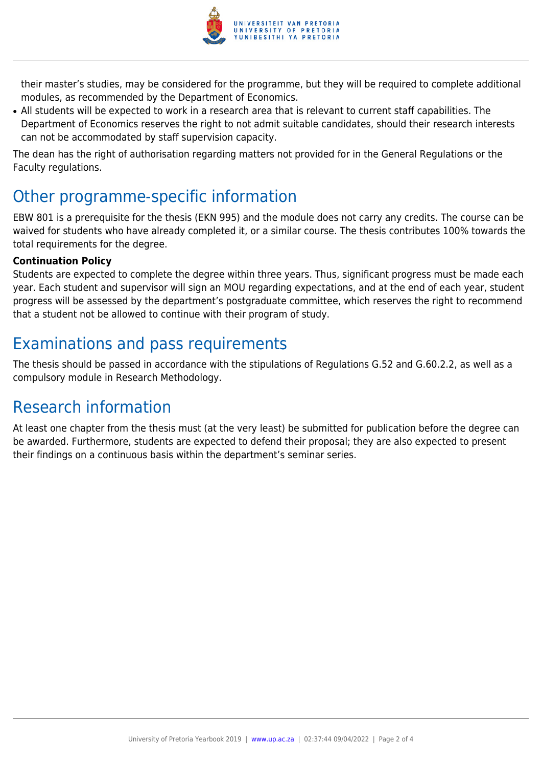their master's studies, may be considered for the programme, but they will be required to complete additional modules, as recommended by the Department of Economics.

- All students will be expected to work in a research area that is relevant to current staff capabilities. The Department of Economics reserves the right to not admit suitable candidates, should their research interests can not be accommodated by staff supervision capacity.

The dean has the right of authorisation regarding matters not provided for in the General Regulations or the Faculty regulations.

## Other programme-specific information

EBW 801 is a prerequisite for the thesis (EKN 995) and the module does not carry any credits. The course can be waived for students who have already completed it, or a similar course. The thesis contributes 100% towards the total requirements for the degree.

**Continuation Policy**

Students are expected to complete the degree within three years. Thus, significant progress must be made each year. Each student and supervisor will sign an MOU regarding expectations, and at the end of each year, student progress will be assessed by the department's postgraduate committee, which reserves the right to recommend that a student not be allowed to continue with their program of study.

## Examinations and pass requirements

The thesis should be passed in accordance with the stipulations of Regulations G.52 and G.60.2.2, as well as a compulsory module in Research Methodology.

## Research information

At least one chapter from the thesis must (at the very least) be submitted for publication before the degree can be awarded. Furthermore, students are expected to defend their proposal; they are also expected to present their findings on a continuous basis within the department's seminar series.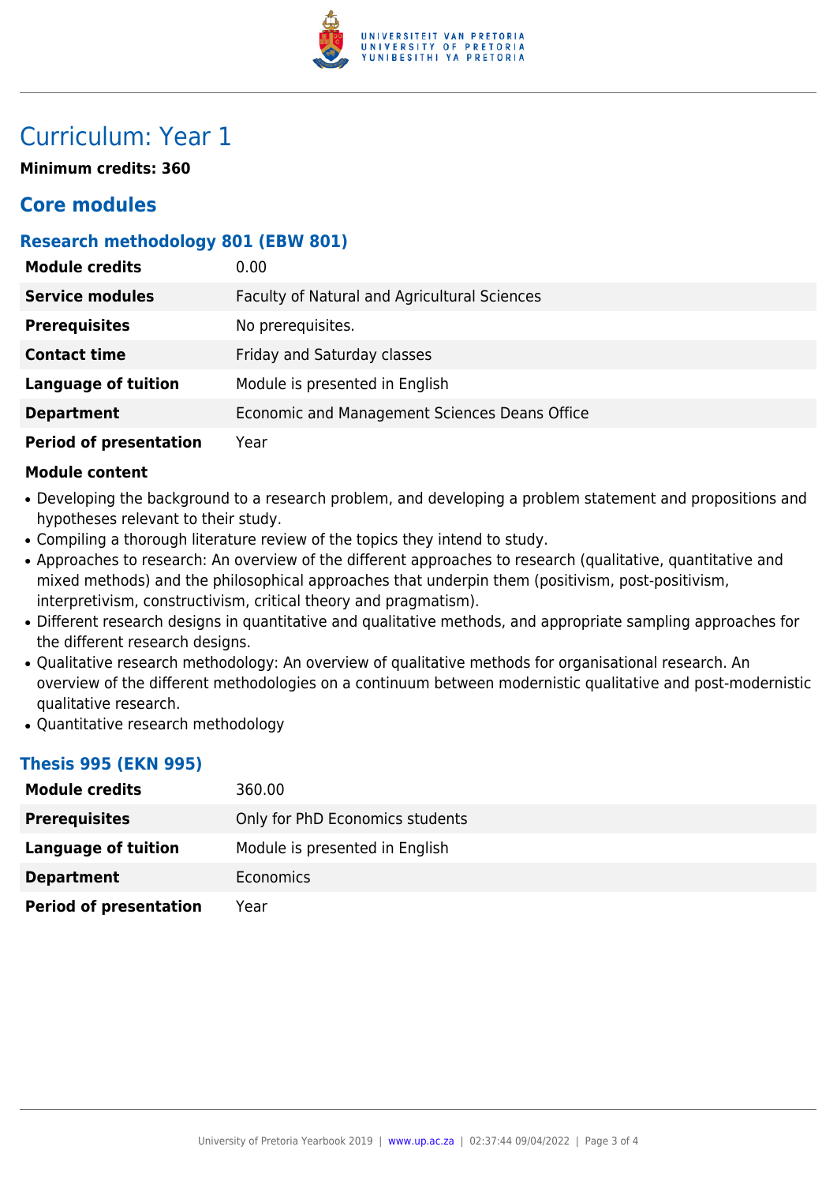# Curriculum: Year 1

**Minimum credits: 360**

## Core modules

### Research methodology 801 (EBW 801)

| | |
|---|---|
| **Module credits** | 0.00 |
| **Service modules** | Faculty of Natural and Agricultural Sciences |
| **Prerequisites** | No prerequisites. |
| **Contact time** | Friday and Saturday classes |
| **Language of tuition** | Module is presented in English |
| **Department** | Economic and Management Sciences Deans Office |
| **Period of presentation** | Year |

**Module content**

- Developing the background to a research problem, and developing a problem statement and propositions and hypotheses relevant to their study.
- Compiling a thorough literature review of the topics they intend to study.
- Approaches to research: An overview of the different approaches to research (qualitative, quantitative and mixed methods) and the philosophical approaches that underpin them (positivism, post-positivism, interpretivism, constructivism, critical theory and pragmatism).
- Different research designs in quantitative and qualitative methods, and appropriate sampling approaches for the different research designs.
- Qualitative research methodology: An overview of qualitative methods for organisational research. An overview of the different methodologies on a continuum between modernistic qualitative and post-modernistic qualitative research.
- Quantitative research methodology

### Thesis 995 (EKN 995)

| | |
|---|---|
| **Module credits** | 360.00 |
| **Prerequisites** | Only for PhD Economics students |
| **Language of tuition** | Module is presented in English |
| **Department** | Economics |
| **Period of presentation** | Year |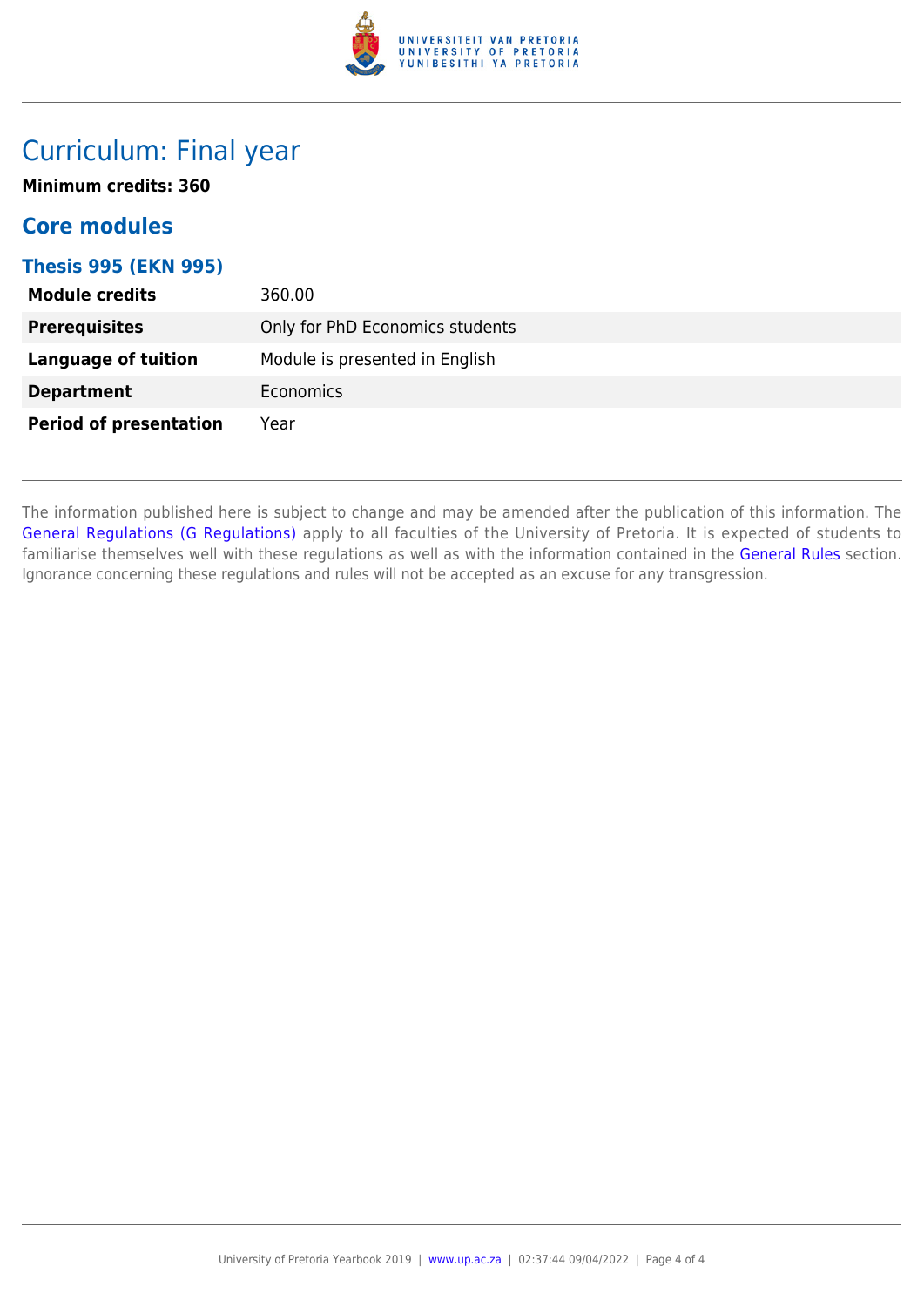# Curriculum: Final year

**Minimum credits: 360**

## Core modules

### Thesis 995 (EKN 995)

| | |
|---|---|
| **Module credits** | 360.00 |
| **Prerequisites** | Only for PhD Economics students |
| **Language of tuition** | Module is presented in English |
| **Department** | Economics |
| **Period of presentation** | Year |

The information published here is subject to change and may be amended after the publication of this information. The General Regulations (G Regulations) apply to all faculties of the University of Pretoria. It is expected of students to familiarise themselves well with these regulations as well as with the information contained in the General Rules section. Ignorance concerning these regulations and rules will not be accepted as an excuse for any transgression.